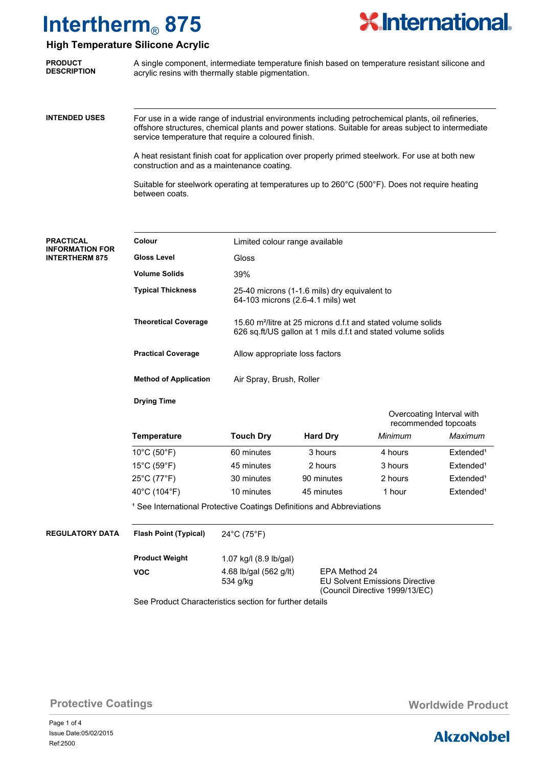# Intertherm® 875

## High Temperature Silicone Acrylic

**PRODUCT DESCRIPTION**

A single component, intermediate temperature finish based on temperature resistant silicone and acrylic resins with thermally stable pigmentation.

**INTENDED USES**

For use in a wide range of industrial environments including petrochemical plants, oil refineries, offshore structures, chemical plants and power stations. Suitable for areas subject to intermediate service temperature that require a coloured finish.

A heat resistant finish coat for application over properly primed steelwork. For use at both new construction and as a maintenance coating.

Suitable for steelwork operating at temperatures up to 260°C (500°F). Does not require heating between coats.

**PRACTICAL INFORMATION FOR INTERTHERM 875**

| | |
|---|---|
| **Colour** | Limited colour range available |
| **Gloss Level** | Gloss |
| **Volume Solids** | 39% |
| **Typical Thickness** | 25-40 microns (1-1.6 mils) dry equivalent to 64-103 microns (2.6-4.1 mils) wet |
| **Theoretical Coverage** | 15.60 m²/litre at 25 microns d.f.t and stated volume solids<br>626 sq.ft/US gallon at 1 mils d.f.t and stated volume solids |
| **Practical Coverage** | Allow appropriate loss factors |
| **Method of Application** | Air Spray, Brush, Roller |

**Drying Time**

| | | | Overcoating Interval with recommended topcoats | |
|---|---|---|---|---|
| **Temperature** | **Touch Dry** | **Hard Dry** | *Minimum* | *Maximum* |
| 10°C (50°F) | 60 minutes | 3 hours | 4 hours | Extended[1] |
| 15°C (59°F) | 45 minutes | 2 hours | 3 hours | Extended[1] |
| 25°C (77°F) | 30 minutes | 90 minutes | 2 hours | Extended[1] |
| 40°C (104°F) | 10 minutes | 45 minutes | 1 hour | Extended[1] |

[1] See International Protective Coatings Definitions and Abbreviations

**REGULATORY DATA**

| | | |
|---|---|---|
| **Flash Point (Typical)** | 24°C (75°F) | |
| **Product Weight** | 1.07 kg/l (8.9 lb/gal) | |
| **VOC** | 4.68 lb/gal (562 g/lt) | EPA Method 24 |
| | 534 g/kg | EU Solvent Emissions Directive (Council Directive 1999/13/EC) |

See Product Characteristics section for further details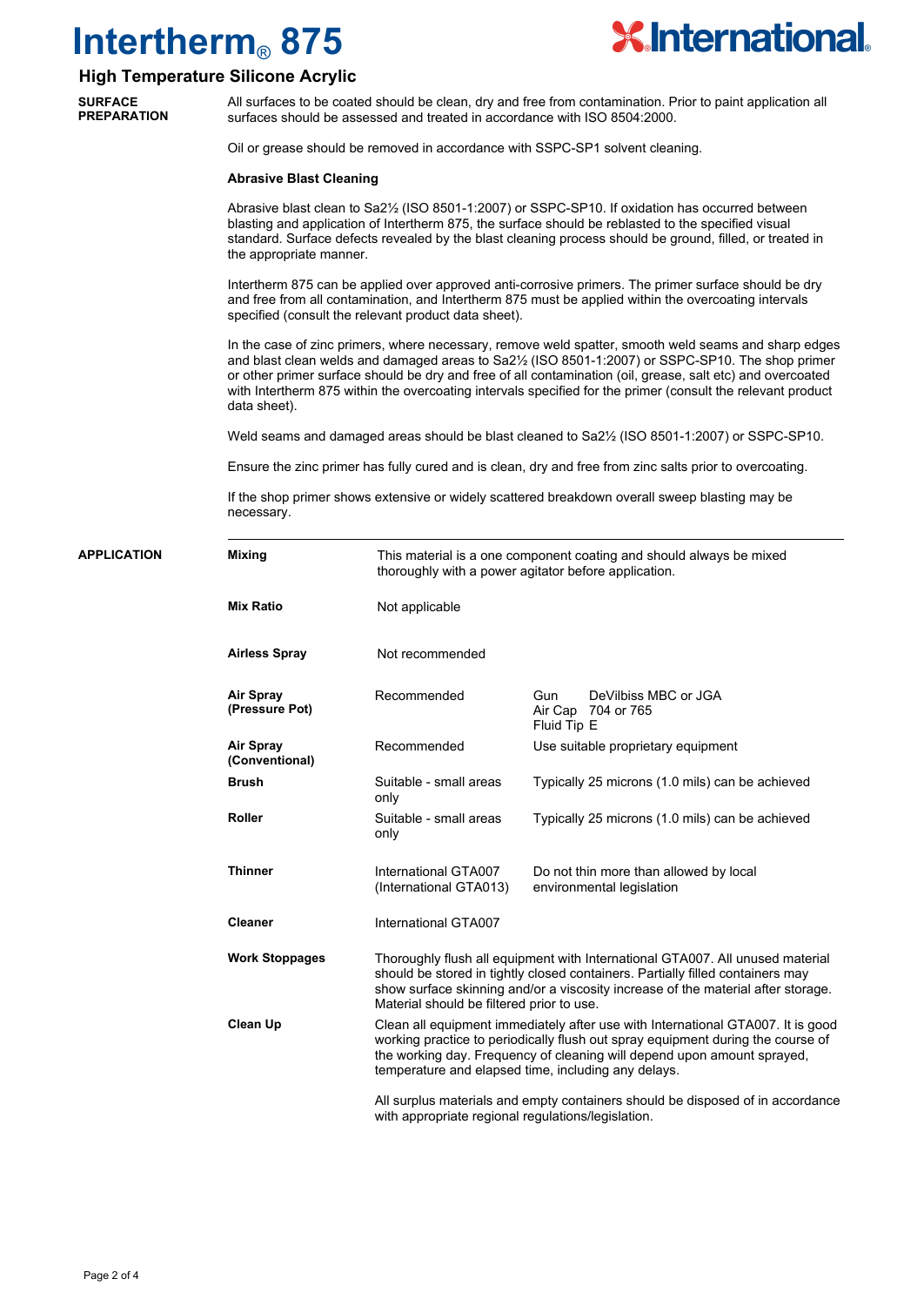# Intertherm® 875

## High Temperature Silicone Acrylic

### SURFACE PREPARATION

All surfaces to be coated should be clean, dry and free from contamination. Prior to paint application all surfaces should be assessed and treated in accordance with ISO 8504:2000.

Oil or grease should be removed in accordance with SSPC-SP1 solvent cleaning.

**Abrasive Blast Cleaning**

Abrasive blast clean to Sa2½ (ISO 8501-1:2007) or SSPC-SP10. If oxidation has occurred between blasting and application of Intertherm 875, the surface should be reblasted to the specified visual standard. Surface defects revealed by the blast cleaning process should be ground, filled, or treated in the appropriate manner.

Intertherm 875 can be applied over approved anti-corrosive primers. The primer surface should be dry and free from all contamination, and Intertherm 875 must be applied within the overcoating intervals specified (consult the relevant product data sheet).

In the case of zinc primers, where necessary, remove weld spatter, smooth weld seams and sharp edges and blast clean welds and damaged areas to Sa2½ (ISO 8501-1:2007) or SSPC-SP10. The shop primer or other primer surface should be dry and free of all contamination (oil, grease, salt etc) and overcoated with Intertherm 875 within the overcoating intervals specified for the primer (consult the relevant product data sheet).

Weld seams and damaged areas should be blast cleaned to Sa2½ (ISO 8501-1:2007) or SSPC-SP10.

Ensure the zinc primer has fully cured and is clean, dry and free from zinc salts prior to overcoating.

If the shop primer shows extensive or widely scattered breakdown overall sweep blasting may be necessary.

### APPLICATION

| | | |
|---|---|---|
| **Mixing** | This material is a one component coating and should always be mixed thoroughly with a power agitator before application. | |
| **Mix Ratio** | Not applicable | |
| **Airless Spray** | Not recommended | |
| **Air Spray (Pressure Pot)** | Recommended | Gun DeVilbiss MBC or JGA<br>Air Cap 704 or 765<br>Fluid Tip E |
| **Air Spray (Conventional)** | Recommended | Use suitable proprietary equipment |
| **Brush** | Suitable - small areas only | Typically 25 microns (1.0 mils) can be achieved |
| **Roller** | Suitable - small areas only | Typically 25 microns (1.0 mils) can be achieved |
| **Thinner** | International GTA007 (International GTA013) | Do not thin more than allowed by local environmental legislation |
| **Cleaner** | International GTA007 | |
| **Work Stoppages** | Thoroughly flush all equipment with International GTA007. All unused material should be stored in tightly closed containers. Partially filled containers may show surface skinning and/or a viscosity increase of the material after storage. Material should be filtered prior to use. | |
| **Clean Up** | Clean all equipment immediately after use with International GTA007. It is good working practice to periodically flush out spray equipment during the course of the working day. Frequency of cleaning will depend upon amount sprayed, temperature and elapsed time, including any delays.<br><br>All surplus materials and empty containers should be disposed of in accordance with appropriate regional regulations/legislation. | |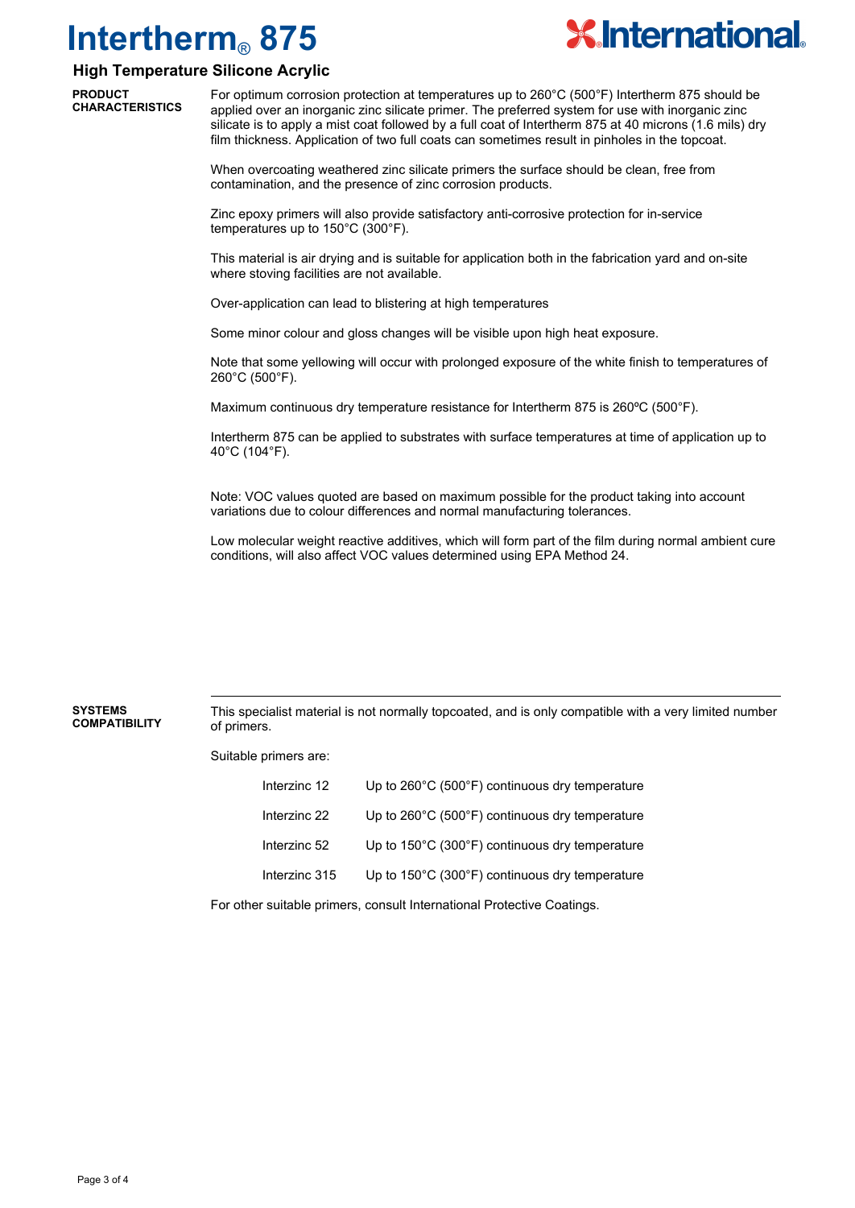# Intertherm® 875

## High Temperature Silicone Acrylic

**PRODUCT CHARACTERISTICS**

For optimum corrosion protection at temperatures up to 260°C (500°F) Intertherm 875 should be applied over an inorganic zinc silicate primer. The preferred system for use with inorganic zinc silicate is to apply a mist coat followed by a full coat of Intertherm 875 at 40 microns (1.6 mils) dry film thickness. Application of two full coats can sometimes result in pinholes in the topcoat.

When overcoating weathered zinc silicate primers the surface should be clean, free from contamination, and the presence of zinc corrosion products.

Zinc epoxy primers will also provide satisfactory anti-corrosive protection for in-service temperatures up to 150°C (300°F).

This material is air drying and is suitable for application both in the fabrication yard and on-site where stoving facilities are not available.

Over-application can lead to blistering at high temperatures

Some minor colour and gloss changes will be visible upon high heat exposure.

Note that some yellowing will occur with prolonged exposure of the white finish to temperatures of 260°C (500°F).

Maximum continuous dry temperature resistance for Intertherm 875 is 260ºC (500°F).

Intertherm 875 can be applied to substrates with surface temperatures at time of application up to 40°C (104°F).

Note: VOC values quoted are based on maximum possible for the product taking into account variations due to colour differences and normal manufacturing tolerances.

Low molecular weight reactive additives, which will form part of the film during normal ambient cure conditions, will also affect VOC values determined using EPA Method 24.

**SYSTEMS COMPATIBILITY**

This specialist material is not normally topcoated, and is only compatible with a very limited number of primers.

Suitable primers are:

| Primer | Temperature |
|---|---|
| Interzinc 12 | Up to 260°C (500°F) continuous dry temperature |
| Interzinc 22 | Up to 260°C (500°F) continuous dry temperature |
| Interzinc 52 | Up to 150°C (300°F) continuous dry temperature |
| Interzinc 315 | Up to 150°C (300°F) continuous dry temperature |

For other suitable primers, consult International Protective Coatings.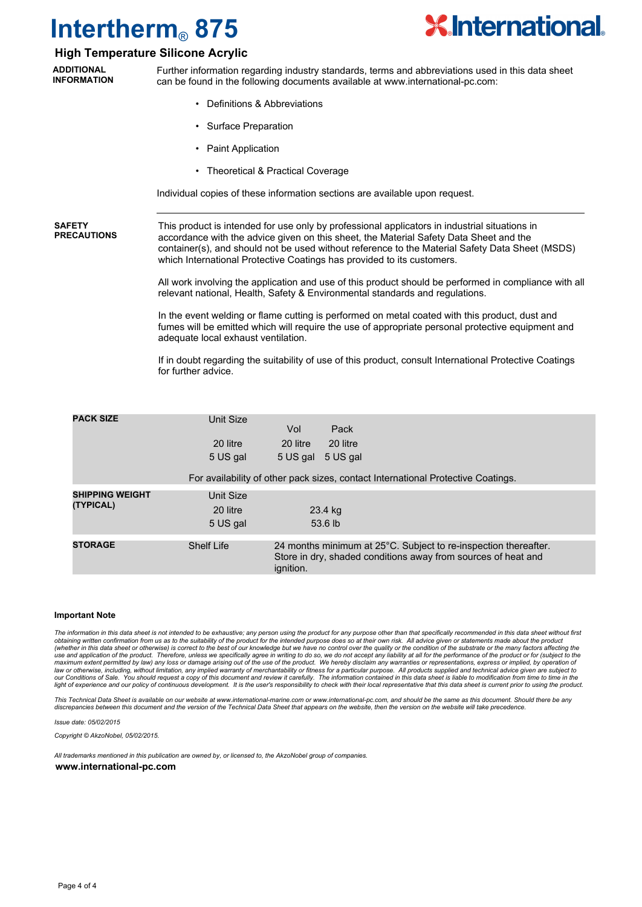# Intertherm® 875

## High Temperature Silicone Acrylic

**ADDITIONAL INFORMATION**

Further information regarding industry standards, terms and abbreviations used in this data sheet can be found in the following documents available at www.international-pc.com:

- Definitions & Abbreviations
- Surface Preparation
- Paint Application
- Theoretical & Practical Coverage

Individual copies of these information sections are available upon request.

**SAFETY PRECAUTIONS**

This product is intended for use only by professional applicators in industrial situations in accordance with the advice given on this sheet, the Material Safety Data Sheet and the container(s), and should not be used without reference to the Material Safety Data Sheet (MSDS) which International Protective Coatings has provided to its customers.

All work involving the application and use of this product should be performed in compliance with all relevant national, Health, Safety & Environmental standards and regulations.

In the event welding or flame cutting is performed on metal coated with this product, dust and fumes will be emitted which will require the use of appropriate personal protective equipment and adequate local exhaust ventilation.

If in doubt regarding the suitability of use of this product, consult International Protective Coatings for further advice.

**PACK SIZE**

| Unit Size | Vol | Pack |
|---|---|---|
| 20 litre | 20 litre | 20 litre |
| 5 US gal | 5 US gal | 5 US gal |

For availability of other pack sizes, contact International Protective Coatings.

**SHIPPING WEIGHT (TYPICAL)**

| Unit Size | |
|---|---|
| 20 litre | 23.4 kg |
| 5 US gal | 53.6 lb |

**STORAGE**

| | |
|---|---|
| Shelf Life | 24 months minimum at 25°C. Subject to re-inspection thereafter. Store in dry, shaded conditions away from sources of heat and ignition. |

**Important Note**

*The information in this data sheet is not intended to be exhaustive; any person using the product for any purpose other than that specifically recommended in this data sheet without first obtaining written confirmation from us as to the suitability of the product for the intended purpose does so at their own risk. All advice given or statements made about the product (whether in this data sheet or otherwise) is correct to the best of our knowledge but we have no control over the quality or the condition of the substrate or the many factors affecting the use and application of the product. Therefore, unless we specifically agree in writing to do so, we do not accept any liability at all for the performance of the product or for (subject to the maximum extent permitted by law) any loss or damage arising out of the use of the product. We hereby disclaim any warranties or representations, express or implied, by operation of law or otherwise, including, without limitation, any implied warranty of merchantability or fitness for a particular purpose. All products supplied and technical advice given are subject to our Conditions of Sale. You should request a copy of this document and review it carefully. The information contained in this data sheet is liable to modification from time to time in the light of experience and our policy of continuous development. It is the user's responsibility to check with their local representative that this data sheet is current prior to using the product.*

*This Technical Data Sheet is available on our website at www.international-marine.com or www.international-pc.com, and should be the same as this document. Should there be any discrepancies between this document and the version of the Technical Data Sheet that appears on the website, then the version on the website will take precedence.*

*Issue date: 05/02/2015*

*Copyright © AkzoNobel, 05/02/2015.*

*All trademarks mentioned in this publication are owned by, or licensed to, the AkzoNobel group of companies.*

**www.international-pc.com**